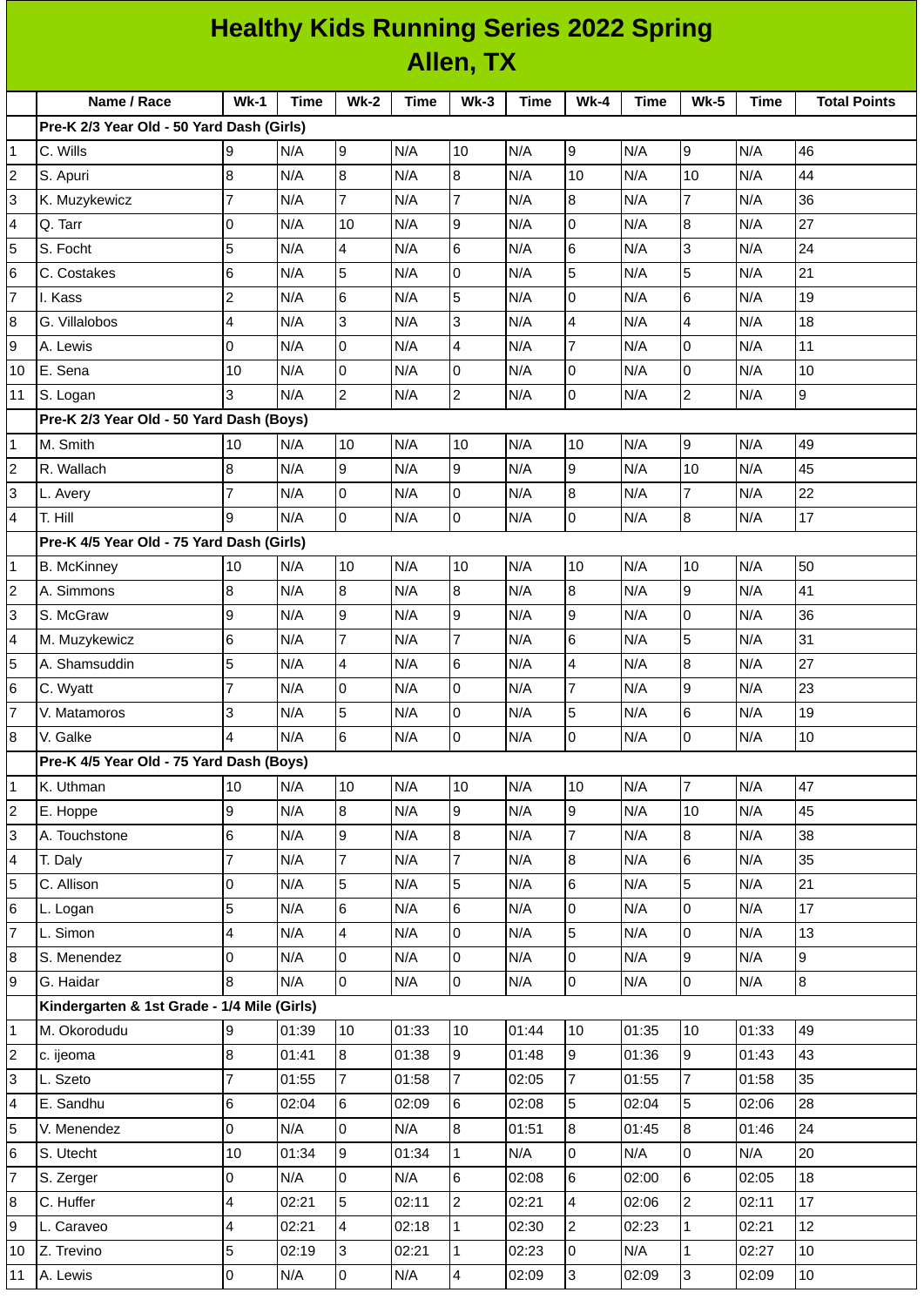# Healthy Kids Running Series 2022 Spring

## Allen, TX

| | Name / Race | Wk-1 | Time | Wk-2 | Time | Wk-3 | Time | Wk-4 | Time | Wk-5 | Time | Total Points |
|---|---|---|---|---|---|---|---|---|---|---|---|---|
| | **Pre-K 2/3 Year Old - 50 Yard Dash (Girls)** | | | | | | | | | | | |
| 1 | C. Wills | 9 | N/A | 9 | N/A | 10 | N/A | 9 | N/A | 9 | N/A | 46 |
| 2 | S. Apuri | 8 | N/A | 8 | N/A | 8 | N/A | 10 | N/A | 10 | N/A | 44 |
| 3 | K. Muzykewicz | 7 | N/A | 7 | N/A | 7 | N/A | 8 | N/A | 7 | N/A | 36 |
| 4 | Q. Tarr | 0 | N/A | 10 | N/A | 9 | N/A | 0 | N/A | 8 | N/A | 27 |
| 5 | S. Focht | 5 | N/A | 4 | N/A | 6 | N/A | 6 | N/A | 3 | N/A | 24 |
| 6 | C. Costakes | 6 | N/A | 5 | N/A | 0 | N/A | 5 | N/A | 5 | N/A | 21 |
| 7 | I. Kass | 2 | N/A | 6 | N/A | 5 | N/A | 0 | N/A | 6 | N/A | 19 |
| 8 | G. Villalobos | 4 | N/A | 3 | N/A | 3 | N/A | 4 | N/A | 4 | N/A | 18 |
| 9 | A. Lewis | 0 | N/A | 0 | N/A | 4 | N/A | 7 | N/A | 0 | N/A | 11 |
| 10 | E. Sena | 10 | N/A | 0 | N/A | 0 | N/A | 0 | N/A | 0 | N/A | 10 |
| 11 | S. Logan | 3 | N/A | 2 | N/A | 2 | N/A | 0 | N/A | 2 | N/A | 9 |
| | **Pre-K 2/3 Year Old - 50 Yard Dash (Boys)** | | | | | | | | | | | |
| 1 | M. Smith | 10 | N/A | 10 | N/A | 10 | N/A | 10 | N/A | 9 | N/A | 49 |
| 2 | R. Wallach | 8 | N/A | 9 | N/A | 9 | N/A | 9 | N/A | 10 | N/A | 45 |
| 3 | L. Avery | 7 | N/A | 0 | N/A | 0 | N/A | 8 | N/A | 7 | N/A | 22 |
| 4 | T. Hill | 9 | N/A | 0 | N/A | 0 | N/A | 0 | N/A | 8 | N/A | 17 |
| | **Pre-K 4/5 Year Old - 75 Yard Dash (Girls)** | | | | | | | | | | | |
| 1 | B. McKinney | 10 | N/A | 10 | N/A | 10 | N/A | 10 | N/A | 10 | N/A | 50 |
| 2 | A. Simmons | 8 | N/A | 8 | N/A | 8 | N/A | 8 | N/A | 9 | N/A | 41 |
| 3 | S. McGraw | 9 | N/A | 9 | N/A | 9 | N/A | 9 | N/A | 0 | N/A | 36 |
| 4 | M. Muzykewicz | 6 | N/A | 7 | N/A | 7 | N/A | 6 | N/A | 5 | N/A | 31 |
| 5 | A. Shamsuddin | 5 | N/A | 4 | N/A | 6 | N/A | 4 | N/A | 8 | N/A | 27 |
| 6 | C. Wyatt | 7 | N/A | 0 | N/A | 0 | N/A | 7 | N/A | 9 | N/A | 23 |
| 7 | V. Matamoros | 3 | N/A | 5 | N/A | 0 | N/A | 5 | N/A | 6 | N/A | 19 |
| 8 | V. Galke | 4 | N/A | 6 | N/A | 0 | N/A | 0 | N/A | 0 | N/A | 10 |
| | **Pre-K 4/5 Year Old - 75 Yard Dash (Boys)** | | | | | | | | | | | |
| 1 | K. Uthman | 10 | N/A | 10 | N/A | 10 | N/A | 10 | N/A | 7 | N/A | 47 |
| 2 | E. Hoppe | 9 | N/A | 8 | N/A | 9 | N/A | 9 | N/A | 10 | N/A | 45 |
| 3 | A. Touchstone | 6 | N/A | 9 | N/A | 8 | N/A | 7 | N/A | 8 | N/A | 38 |
| 4 | T. Daly | 7 | N/A | 7 | N/A | 7 | N/A | 8 | N/A | 6 | N/A | 35 |
| 5 | C. Allison | 0 | N/A | 5 | N/A | 5 | N/A | 6 | N/A | 5 | N/A | 21 |
| 6 | L. Logan | 5 | N/A | 6 | N/A | 6 | N/A | 0 | N/A | 0 | N/A | 17 |
| 7 | L. Simon | 4 | N/A | 4 | N/A | 0 | N/A | 5 | N/A | 0 | N/A | 13 |
| 8 | S. Menendez | 0 | N/A | 0 | N/A | 0 | N/A | 0 | N/A | 9 | N/A | 9 |
| 9 | G. Haidar | 8 | N/A | 0 | N/A | 0 | N/A | 0 | N/A | 0 | N/A | 8 |
| | **Kindergarten & 1st Grade - 1/4 Mile (Girls)** | | | | | | | | | | | |
| 1 | M. Okorodudu | 9 | 01:39 | 10 | 01:33 | 10 | 01:44 | 10 | 01:35 | 10 | 01:33 | 49 |
| 2 | c. ijeoma | 8 | 01:41 | 8 | 01:38 | 9 | 01:48 | 9 | 01:36 | 9 | 01:43 | 43 |
| 3 | L. Szeto | 7 | 01:55 | 7 | 01:58 | 7 | 02:05 | 7 | 01:55 | 7 | 01:58 | 35 |
| 4 | E. Sandhu | 6 | 02:04 | 6 | 02:09 | 6 | 02:08 | 5 | 02:04 | 5 | 02:06 | 28 |
| 5 | V. Menendez | 0 | N/A | 0 | N/A | 8 | 01:51 | 8 | 01:45 | 8 | 01:46 | 24 |
| 6 | S. Utecht | 10 | 01:34 | 9 | 01:34 | 1 | N/A | 0 | N/A | 0 | N/A | 20 |
| 7 | S. Zerger | 0 | N/A | 0 | N/A | 6 | 02:08 | 6 | 02:00 | 6 | 02:05 | 18 |
| 8 | C. Huffer | 4 | 02:21 | 5 | 02:11 | 2 | 02:21 | 4 | 02:06 | 2 | 02:11 | 17 |
| 9 | L. Caraveo | 4 | 02:21 | 4 | 02:18 | 1 | 02:30 | 2 | 02:23 | 1 | 02:21 | 12 |
| 10 | Z. Trevino | 5 | 02:19 | 3 | 02:21 | 1 | 02:23 | 0 | N/A | 1 | 02:27 | 10 |
| 11 | A. Lewis | 0 | N/A | 0 | N/A | 4 | 02:09 | 3 | 02:09 | 3 | 02:09 | 10 |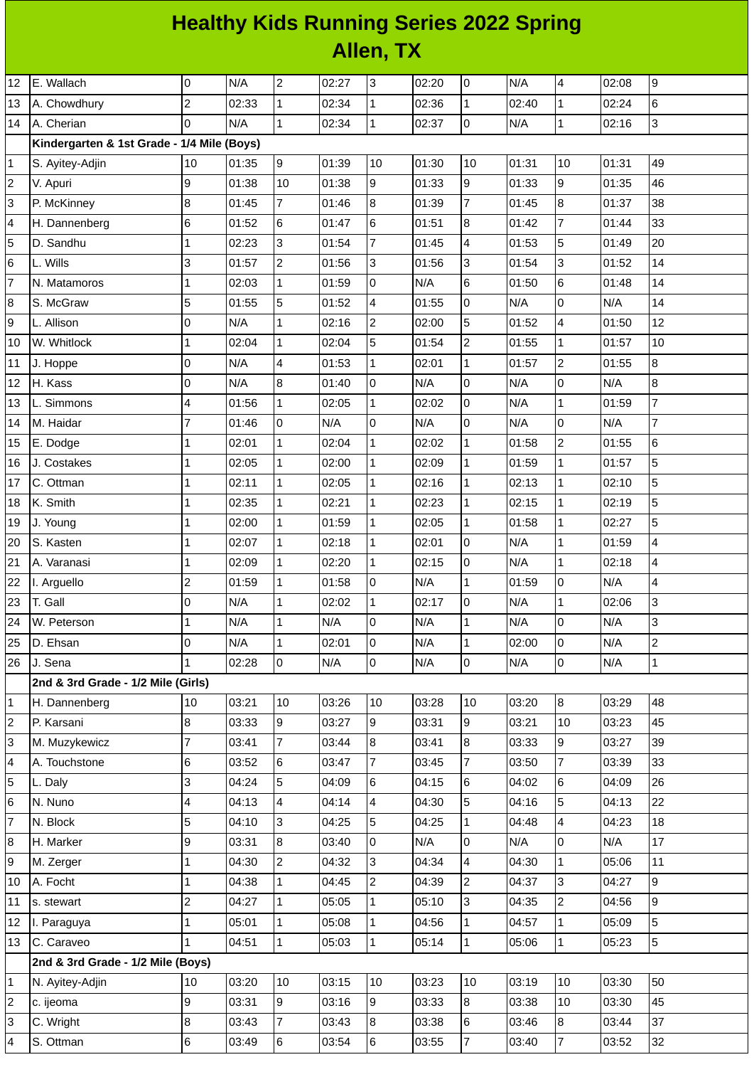# Healthy Kids Running Series 2022 Spring
## Allen, TX

| | | | | | | | | | | | | |
|---|---|---|---|---|---|---|---|---|---|---|---|---|
| 12 | E. Wallach | 0 | N/A | 2 | 02:27 | 3 | 02:20 | 0 | N/A | 4 | 02:08 | 9 |
| 13 | A. Chowdhury | 2 | 02:33 | 1 | 02:34 | 1 | 02:36 | 1 | 02:40 | 1 | 02:24 | 6 |
| 14 | A. Cherian | 0 | N/A | 1 | 02:34 | 1 | 02:37 | 0 | N/A | 1 | 02:16 | 3 |
| | **Kindergarten & 1st Grade - 1/4 Mile (Boys)** | | | | | | | | | | | |
| 1 | S. Ayitey-Adjin | 10 | 01:35 | 9 | 01:39 | 10 | 01:30 | 10 | 01:31 | 10 | 01:31 | 49 |
| 2 | V. Apuri | 9 | 01:38 | 10 | 01:38 | 9 | 01:33 | 9 | 01:33 | 9 | 01:35 | 46 |
| 3 | P. McKinney | 8 | 01:45 | 7 | 01:46 | 8 | 01:39 | 7 | 01:45 | 8 | 01:37 | 38 |
| 4 | H. Dannenberg | 6 | 01:52 | 6 | 01:47 | 6 | 01:51 | 8 | 01:42 | 7 | 01:44 | 33 |
| 5 | D. Sandhu | 1 | 02:23 | 3 | 01:54 | 7 | 01:45 | 4 | 01:53 | 5 | 01:49 | 20 |
| 6 | L. Wills | 3 | 01:57 | 2 | 01:56 | 3 | 01:56 | 3 | 01:54 | 3 | 01:52 | 14 |
| 7 | N. Matamoros | 1 | 02:03 | 1 | 01:59 | 0 | N/A | 6 | 01:50 | 6 | 01:48 | 14 |
| 8 | S. McGraw | 5 | 01:55 | 5 | 01:52 | 4 | 01:55 | 0 | N/A | 0 | N/A | 14 |
| 9 | L. Allison | 0 | N/A | 1 | 02:16 | 2 | 02:00 | 5 | 01:52 | 4 | 01:50 | 12 |
| 10 | W. Whitlock | 1 | 02:04 | 1 | 02:04 | 5 | 01:54 | 2 | 01:55 | 1 | 01:57 | 10 |
| 11 | J. Hoppe | 0 | N/A | 4 | 01:53 | 1 | 02:01 | 1 | 01:57 | 2 | 01:55 | 8 |
| 12 | H. Kass | 0 | N/A | 8 | 01:40 | 0 | N/A | 0 | N/A | 0 | N/A | 8 |
| 13 | L. Simmons | 4 | 01:56 | 1 | 02:05 | 1 | 02:02 | 0 | N/A | 1 | 01:59 | 7 |
| 14 | M. Haidar | 7 | 01:46 | 0 | N/A | 0 | N/A | 0 | N/A | 0 | N/A | 7 |
| 15 | E. Dodge | 1 | 02:01 | 1 | 02:04 | 1 | 02:02 | 1 | 01:58 | 2 | 01:55 | 6 |
| 16 | J. Costakes | 1 | 02:05 | 1 | 02:00 | 1 | 02:09 | 1 | 01:59 | 1 | 01:57 | 5 |
| 17 | C. Ottman | 1 | 02:11 | 1 | 02:05 | 1 | 02:16 | 1 | 02:13 | 1 | 02:10 | 5 |
| 18 | K. Smith | 1 | 02:35 | 1 | 02:21 | 1 | 02:23 | 1 | 02:15 | 1 | 02:19 | 5 |
| 19 | J. Young | 1 | 02:00 | 1 | 01:59 | 1 | 02:05 | 1 | 01:58 | 1 | 02:27 | 5 |
| 20 | S. Kasten | 1 | 02:07 | 1 | 02:18 | 1 | 02:01 | 0 | N/A | 1 | 01:59 | 4 |
| 21 | A. Varanasi | 1 | 02:09 | 1 | 02:20 | 1 | 02:15 | 0 | N/A | 1 | 02:18 | 4 |
| 22 | I. Arguello | 2 | 01:59 | 1 | 01:58 | 0 | N/A | 1 | 01:59 | 0 | N/A | 4 |
| 23 | T. Gall | 0 | N/A | 1 | 02:02 | 1 | 02:17 | 0 | N/A | 1 | 02:06 | 3 |
| 24 | W. Peterson | 1 | N/A | 1 | N/A | 0 | N/A | 1 | N/A | 0 | N/A | 3 |
| 25 | D. Ehsan | 0 | N/A | 1 | 02:01 | 0 | N/A | 1 | 02:00 | 0 | N/A | 2 |
| 26 | J. Sena | 1 | 02:28 | 0 | N/A | 0 | N/A | 0 | N/A | 0 | N/A | 1 |
| | **2nd & 3rd Grade - 1/2 Mile (Girls)** | | | | | | | | | | | |
| 1 | H. Dannenberg | 10 | 03:21 | 10 | 03:26 | 10 | 03:28 | 10 | 03:20 | 8 | 03:29 | 48 |
| 2 | P. Karsani | 8 | 03:33 | 9 | 03:27 | 9 | 03:31 | 9 | 03:21 | 10 | 03:23 | 45 |
| 3 | M. Muzykewicz | 7 | 03:41 | 7 | 03:44 | 8 | 03:41 | 8 | 03:33 | 9 | 03:27 | 39 |
| 4 | A. Touchstone | 6 | 03:52 | 6 | 03:47 | 7 | 03:45 | 7 | 03:50 | 7 | 03:39 | 33 |
| 5 | L. Daly | 3 | 04:24 | 5 | 04:09 | 6 | 04:15 | 6 | 04:02 | 6 | 04:09 | 26 |
| 6 | N. Nuno | 4 | 04:13 | 4 | 04:14 | 4 | 04:30 | 5 | 04:16 | 5 | 04:13 | 22 |
| 7 | N. Block | 5 | 04:10 | 3 | 04:25 | 5 | 04:25 | 1 | 04:48 | 4 | 04:23 | 18 |
| 8 | H. Marker | 9 | 03:31 | 8 | 03:40 | 0 | N/A | 0 | N/A | 0 | N/A | 17 |
| 9 | M. Zerger | 1 | 04:30 | 2 | 04:32 | 3 | 04:34 | 4 | 04:30 | 1 | 05:06 | 11 |
| 10 | A. Focht | 1 | 04:38 | 1 | 04:45 | 2 | 04:39 | 2 | 04:37 | 3 | 04:27 | 9 |
| 11 | s. stewart | 2 | 04:27 | 1 | 05:05 | 1 | 05:10 | 3 | 04:35 | 2 | 04:56 | 9 |
| 12 | I. Paraguya | 1 | 05:01 | 1 | 05:08 | 1 | 04:56 | 1 | 04:57 | 1 | 05:09 | 5 |
| 13 | C. Caraveo | 1 | 04:51 | 1 | 05:03 | 1 | 05:14 | 1 | 05:06 | 1 | 05:23 | 5 |
| | **2nd & 3rd Grade - 1/2 Mile (Boys)** | | | | | | | | | | | |
| 1 | N. Ayitey-Adjin | 10 | 03:20 | 10 | 03:15 | 10 | 03:23 | 10 | 03:19 | 10 | 03:30 | 50 |
| 2 | c. ijeoma | 9 | 03:31 | 9 | 03:16 | 9 | 03:33 | 8 | 03:38 | 10 | 03:30 | 45 |
| 3 | C. Wright | 8 | 03:43 | 7 | 03:43 | 8 | 03:38 | 6 | 03:46 | 8 | 03:44 | 37 |
| 4 | S. Ottman | 6 | 03:49 | 6 | 03:54 | 6 | 03:55 | 7 | 03:40 | 7 | 03:52 | 32 |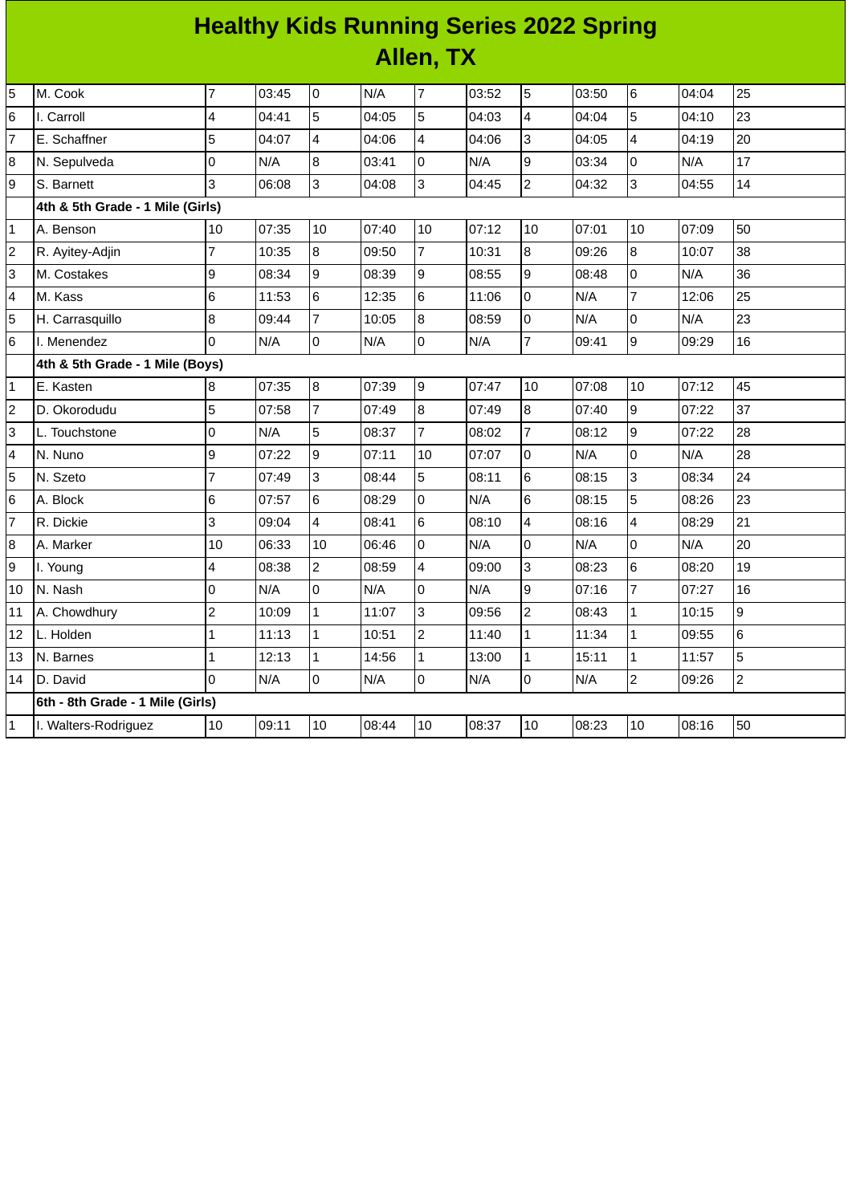# Healthy Kids Running Series 2022 Spring
## Allen, TX

| | | | | | | | | | | | | |
|---|---|---|---|---|---|---|---|---|---|---|---|---|
| 5 | M. Cook | 7 | 03:45 | 0 | N/A | 7 | 03:52 | 5 | 03:50 | 6 | 04:04 | 25 |
| 6 | I. Carroll | 4 | 04:41 | 5 | 04:05 | 5 | 04:03 | 4 | 04:04 | 5 | 04:10 | 23 |
| 7 | E. Schaffner | 5 | 04:07 | 4 | 04:06 | 4 | 04:06 | 3 | 04:05 | 4 | 04:19 | 20 |
| 8 | N. Sepulveda | 0 | N/A | 8 | 03:41 | 0 | N/A | 9 | 03:34 | 0 | N/A | 17 |
| 9 | S. Barnett | 3 | 06:08 | 3 | 04:08 | 3 | 04:45 | 2 | 04:32 | 3 | 04:55 | 14 |
| | **4th & 5th Grade - 1 Mile (Girls)** | | | | | | | | | | | |
| 1 | A. Benson | 10 | 07:35 | 10 | 07:40 | 10 | 07:12 | 10 | 07:01 | 10 | 07:09 | 50 |
| 2 | R. Ayitey-Adjin | 7 | 10:35 | 8 | 09:50 | 7 | 10:31 | 8 | 09:26 | 8 | 10:07 | 38 |
| 3 | M. Costakes | 9 | 08:34 | 9 | 08:39 | 9 | 08:55 | 9 | 08:48 | 0 | N/A | 36 |
| 4 | M. Kass | 6 | 11:53 | 6 | 12:35 | 6 | 11:06 | 0 | N/A | 7 | 12:06 | 25 |
| 5 | H. Carrasquillo | 8 | 09:44 | 7 | 10:05 | 8 | 08:59 | 0 | N/A | 0 | N/A | 23 |
| 6 | I. Menendez | 0 | N/A | 0 | N/A | 0 | N/A | 7 | 09:41 | 9 | 09:29 | 16 |
| | **4th & 5th Grade - 1 Mile (Boys)** | | | | | | | | | | | |
| 1 | E. Kasten | 8 | 07:35 | 8 | 07:39 | 9 | 07:47 | 10 | 07:08 | 10 | 07:12 | 45 |
| 2 | D. Okorodudu | 5 | 07:58 | 7 | 07:49 | 8 | 07:49 | 8 | 07:40 | 9 | 07:22 | 37 |
| 3 | L. Touchstone | 0 | N/A | 5 | 08:37 | 7 | 08:02 | 7 | 08:12 | 9 | 07:22 | 28 |
| 4 | N. Nuno | 9 | 07:22 | 9 | 07:11 | 10 | 07:07 | 0 | N/A | 0 | N/A | 28 |
| 5 | N. Szeto | 7 | 07:49 | 3 | 08:44 | 5 | 08:11 | 6 | 08:15 | 3 | 08:34 | 24 |
| 6 | A. Block | 6 | 07:57 | 6 | 08:29 | 0 | N/A | 6 | 08:15 | 5 | 08:26 | 23 |
| 7 | R. Dickie | 3 | 09:04 | 4 | 08:41 | 6 | 08:10 | 4 | 08:16 | 4 | 08:29 | 21 |
| 8 | A. Marker | 10 | 06:33 | 10 | 06:46 | 0 | N/A | 0 | N/A | 0 | N/A | 20 |
| 9 | I. Young | 4 | 08:38 | 2 | 08:59 | 4 | 09:00 | 3 | 08:23 | 6 | 08:20 | 19 |
| 10 | N. Nash | 0 | N/A | 0 | N/A | 0 | N/A | 9 | 07:16 | 7 | 07:27 | 16 |
| 11 | A. Chowdhury | 2 | 10:09 | 1 | 11:07 | 3 | 09:56 | 2 | 08:43 | 1 | 10:15 | 9 |
| 12 | L. Holden | 1 | 11:13 | 1 | 10:51 | 2 | 11:40 | 1 | 11:34 | 1 | 09:55 | 6 |
| 13 | N. Barnes | 1 | 12:13 | 1 | 14:56 | 1 | 13:00 | 1 | 15:11 | 1 | 11:57 | 5 |
| 14 | D. David | 0 | N/A | 0 | N/A | 0 | N/A | 0 | N/A | 2 | 09:26 | 2 |
| | **6th - 8th Grade - 1 Mile (Girls)** | | | | | | | | | | | |
| 1 | I. Walters-Rodriguez | 10 | 09:11 | 10 | 08:44 | 10 | 08:37 | 10 | 08:23 | 10 | 08:16 | 50 |